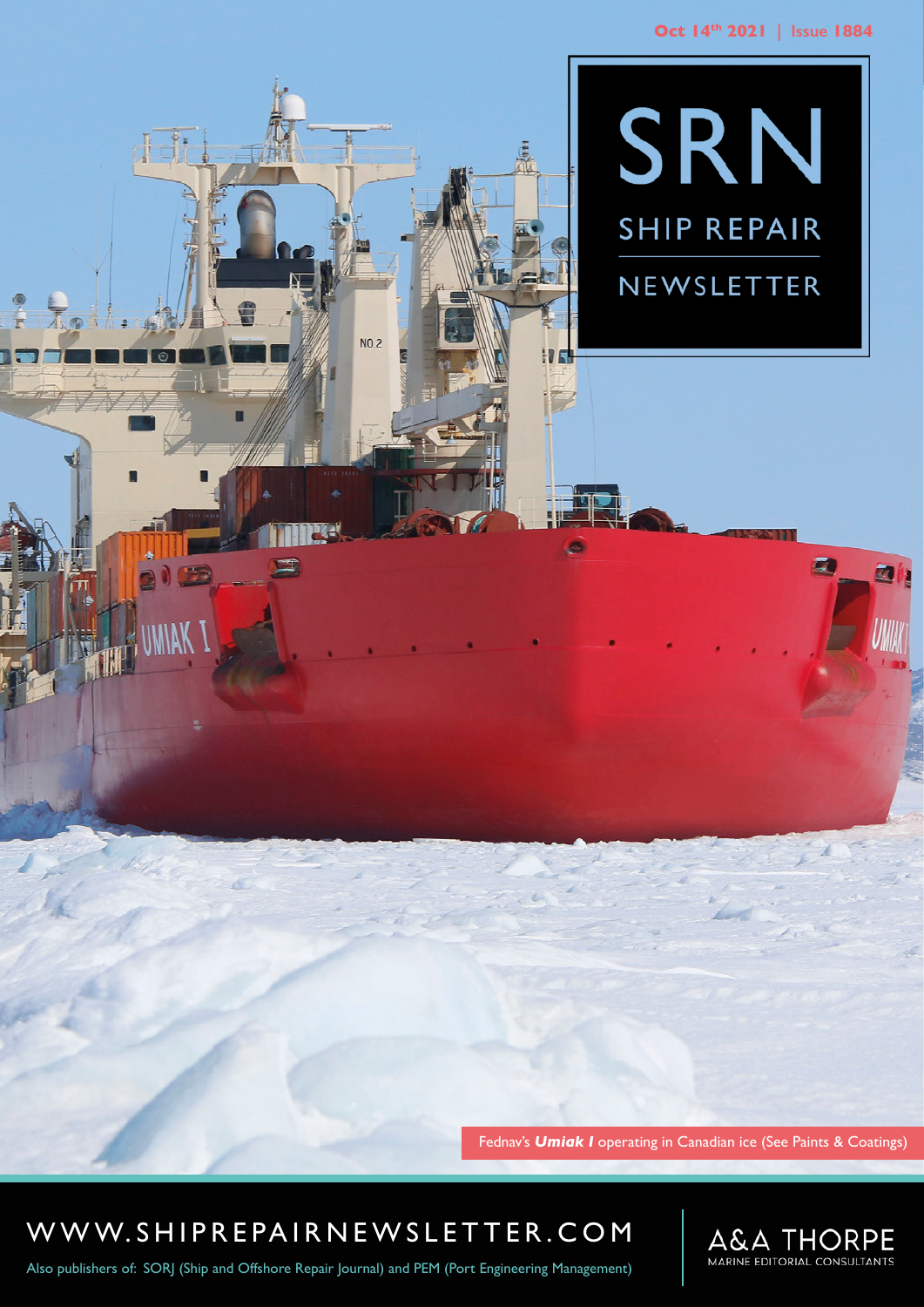Oct 14th 2021 | Issue 1884

# SRN

## SHIP REPAIR NEWSLETTER

Fednav's ***Umiak I*** operating in Canadian ice (See Paints & Coatings)

WWW.SHIPREPAIRNEWSLETTER.COM

Also publishers of: SORJ (Ship and Offshore Repair Journal) and PEM (Port Engineering Management)

A&A THORPE
MARINE EDITORIAL CONSULTANTS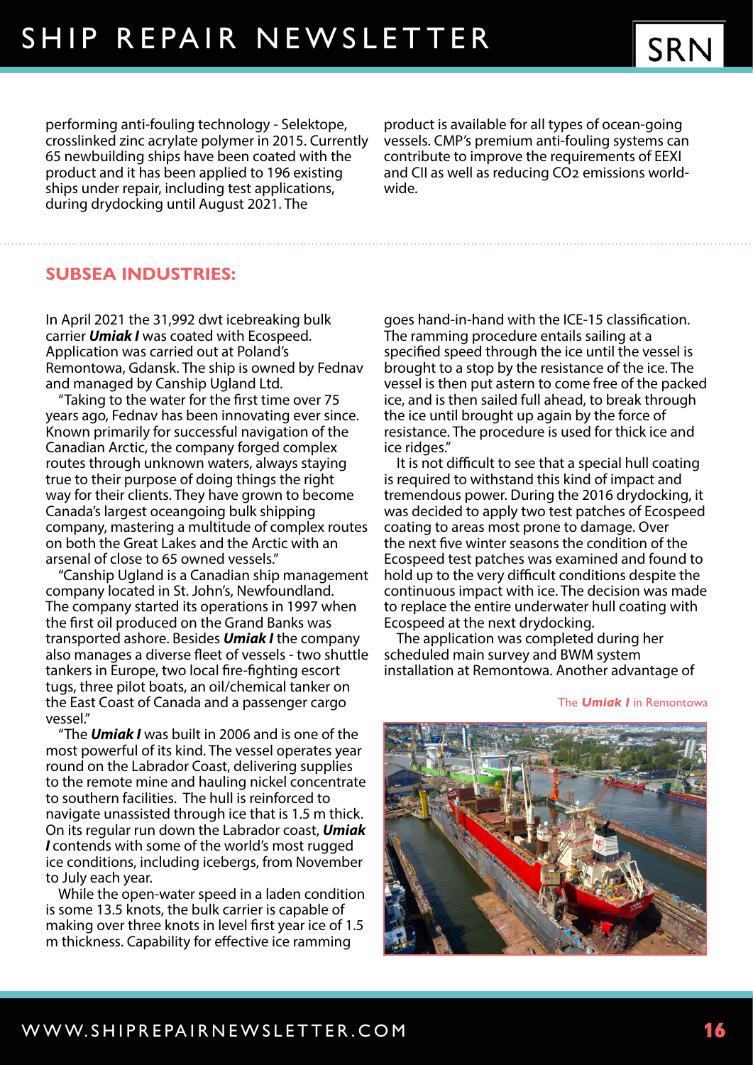performing anti-fouling technology - Selektope, crosslinked zinc acrylate polymer in 2015. Currently 65 newbuilding ships have been coated with the product and it has been applied to 196 existing ships under repair, including test applications, during drydocking until August 2021. The product is available for all types of ocean-going vessels. CMP's premium anti-fouling systems can contribute to improve the requirements of EEXI and CII as well as reducing $CO_2$ emissions world-wide.

## SUBSEA INDUSTRIES:

In April 2021 the 31,992 dwt icebreaking bulk carrier ***Umiak I*** was coated with Ecospeed. Application was carried out at Poland's Remontowa, Gdansk. The ship is owned by Fednav and managed by Canship Ugland Ltd.

"Taking to the water for the first time over 75 years ago, Fednav has been innovating ever since. Known primarily for successful navigation of the Canadian Arctic, the company forged complex routes through unknown waters, always staying true to their purpose of doing things the right way for their clients. They have grown to become Canada's largest oceangoing bulk shipping company, mastering a multitude of complex routes on both the Great Lakes and the Arctic with an arsenal of close to 65 owned vessels."

"Canship Ugland is a Canadian ship management company located in St. John's, Newfoundland. The company started its operations in 1997 when the first oil produced on the Grand Banks was transported ashore. Besides ***Umiak I*** the company also manages a diverse fleet of vessels - two shuttle tankers in Europe, two local fire-fighting escort tugs, three pilot boats, an oil/chemical tanker on the East Coast of Canada and a passenger cargo vessel."

"The ***Umiak I*** was built in 2006 and is one of the most powerful of its kind. The vessel operates year round on the Labrador Coast, delivering supplies to the remote mine and hauling nickel concentrate to southern facilities. The hull is reinforced to navigate unassisted through ice that is 1.5 m thick. On its regular run down the Labrador coast, ***Umiak I*** contends with some of the world's most rugged ice conditions, including icebergs, from November to July each year.

While the open-water speed in a laden condition is some 13.5 knots, the bulk carrier is capable of making over three knots in level first year ice of 1.5 m thickness. Capability for effective ice ramming goes hand-in-hand with the ICE-15 classification. The ramming procedure entails sailing at a specified speed through the ice until the vessel is brought to a stop by the resistance of the ice. The vessel is then put astern to come free of the packed ice, and is then sailed full ahead, to break through the ice until brought up again by the force of resistance. The procedure is used for thick ice and ice ridges."

It is not difficult to see that a special hull coating is required to withstand this kind of impact and tremendous power. During the 2016 drydocking, it was decided to apply two test patches of Ecospeed coating to areas most prone to damage. Over the next five winter seasons the condition of the Ecospeed test patches was examined and found to hold up to the very difficult conditions despite the continuous impact with ice. The decision was made to replace the entire underwater hull coating with Ecospeed at the next drydocking.

The application was completed during her scheduled main survey and BWM system installation at Remontowa. Another advantage of

The ***Umiak I*** in Remontowa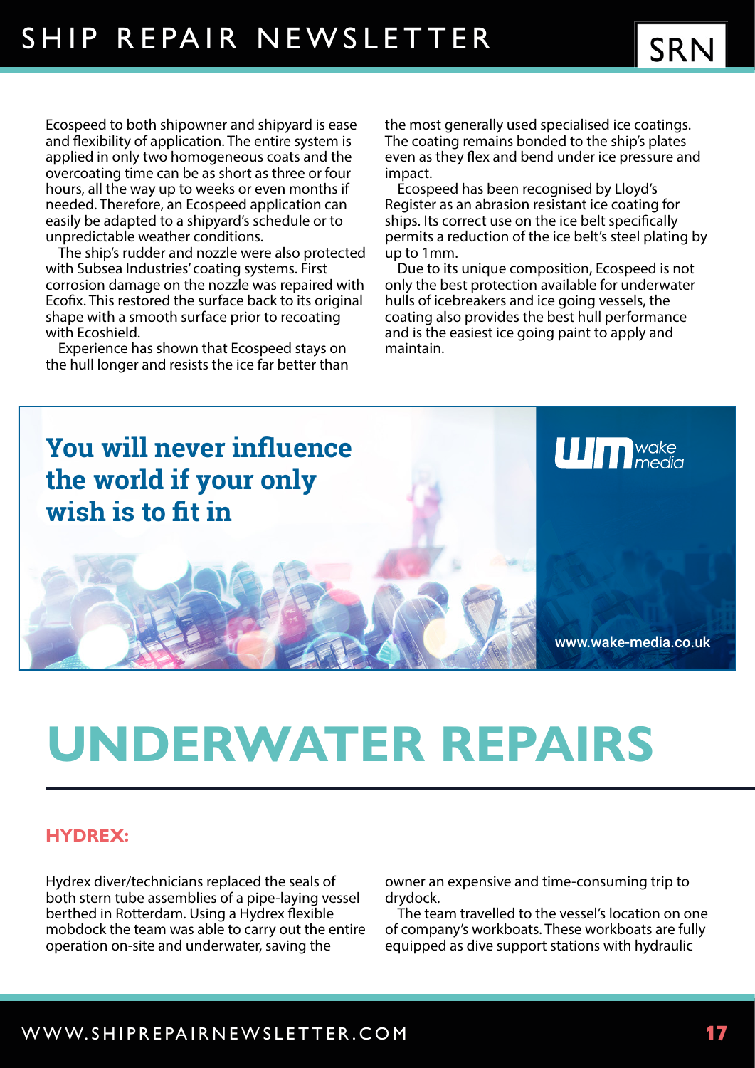Ecospeed to both shipowner and shipyard is ease and flexibility of application. The entire system is applied in only two homogeneous coats and the overcoating time can be as short as three or four hours, all the way up to weeks or even months if needed. Therefore, an Ecospeed application can easily be adapted to a shipyard's schedule or to unpredictable weather conditions.

The ship's rudder and nozzle were also protected with Subsea Industries' coating systems. First corrosion damage on the nozzle was repaired with Ecofix. This restored the surface back to its original shape with a smooth surface prior to recoating with Ecoshield.

Experience has shown that Ecospeed stays on the hull longer and resists the ice far better than the most generally used specialised ice coatings. The coating remains bonded to the ship's plates even as they flex and bend under ice pressure and impact.

Ecospeed has been recognised by Lloyd's Register as an abrasion resistant ice coating for ships. Its correct use on the ice belt specifically permits a reduction of the ice belt's steel plating by up to 1mm.

Due to its unique composition, Ecospeed is not only the best protection available for underwater hulls of icebreakers and ice going vessels, the coating also provides the best hull performance and is the easiest ice going paint to apply and maintain.

**You will never influence the world if your only wish is to fit in**

wake media

www.wake-media.co.uk

# UNDERWATER REPAIRS

### HYDREX:

Hydrex diver/technicians replaced the seals of both stern tube assemblies of a pipe-laying vessel berthed in Rotterdam. Using a Hydrex flexible mobdock the team was able to carry out the entire operation on-site and underwater, saving the owner an expensive and time-consuming trip to drydock.

The team travelled to the vessel's location on one of company's workboats. These workboats are fully equipped as dive support stations with hydraulic